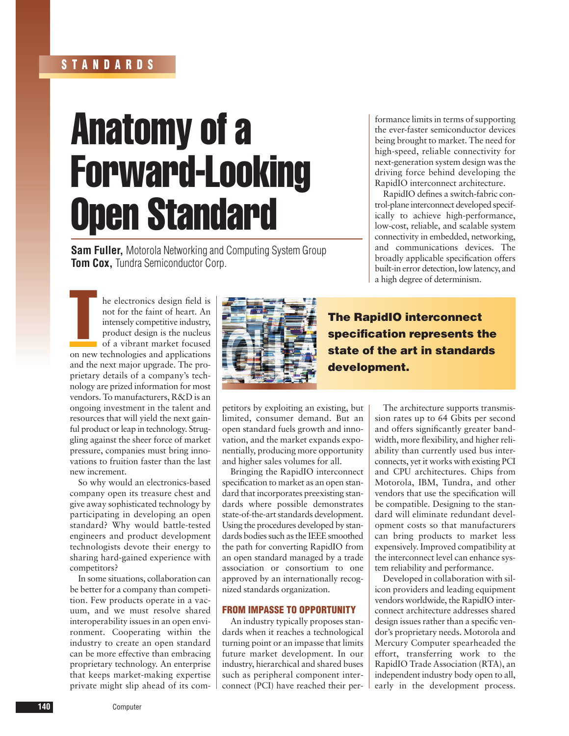STANDARDS

# Anatomy of a Forward-Looking Open Standard

**Sam Fuller,** Motorola Networking and Computing System Group
**Tom Cox,** Tundra Semiconductor Corp.

The electronics design field is not for the faint of heart. An intensely competitive industry, product design is the nucleus of a vibrant market focused on new technologies and applications and the next major upgrade. The proprietary details of a company's technology are prized information for most vendors. To manufacturers, R&D is an ongoing investment in the talent and resources that will yield the next gainful product or leap in technology. Struggling against the sheer force of market pressure, companies must bring innovations to fruition faster than the last new increment.

So why would an electronics-based company open its treasure chest and give away sophisticated technology by participating in developing an open standard? Why would battle-tested engineers and product development technologists devote their energy to sharing hard-gained experience with competitors?

In some situations, collaboration can be better for a company than competition. Few products operate in a vacuum, and we must resolve shared interoperability issues in an open environment. Cooperating within the industry to create an open standard can be more effective than embracing proprietary technology. An enterprise that keeps market-making expertise private might slip ahead of its competitors by exploiting an existing, but limited, consumer demand. But an open standard fuels growth and innovation, and the market expands exponentially, producing more opportunity and higher sales volumes for all.

Bringing the RapidIO interconnect specification to market as an open standard that incorporates preexisting standards where possible demonstrates state-of-the-art standards development. Using the procedures developed by standards bodies such as the IEEE smoothed the path for converting RapidIO from an open standard managed by a trade association or consortium to one approved by an internationally recognized standards organization.

**The RapidIO interconnect specification represents the state of the art in standards development.**

## FROM IMPASSE TO OPPORTUNITY

An industry typically proposes standards when it reaches a technological turning point or an impasse that limits future market development. In our industry, hierarchical and shared buses such as peripheral component interconnect (PCI) have reached their performance limits in terms of supporting the ever-faster semiconductor devices being brought to market. The need for high-speed, reliable connectivity for next-generation system design was the driving force behind developing the RapidIO interconnect architecture.

RapidIO defines a switch-fabric control-plane interconnect developed specifically to achieve high-performance, low-cost, reliable, and scalable system connectivity in embedded, networking, and communications devices. The broadly applicable specification offers built-in error detection, low latency, and a high degree of determinism.

The architecture supports transmission rates up to 64 Gbits per second and offers significantly greater bandwidth, more flexibility, and higher reliability than currently used bus interconnects, yet it works with existing PCI and CPU architectures. Chips from Motorola, IBM, Tundra, and other vendors that use the specification will be compatible. Designing to the standard will eliminate redundant development costs so that manufacturers can bring products to market less expensively. Improved compatibility at the interconnect level can enhance system reliability and performance.

Developed in collaboration with silicon providers and leading equipment vendors worldwide, the RapidIO interconnect architecture addresses shared design issues rather than a specific vendor's proprietary needs. Motorola and Mercury Computer spearheaded the effort, transferring work to the RapidIO Trade Association (RTA), an independent industry body open to all, early in the development process.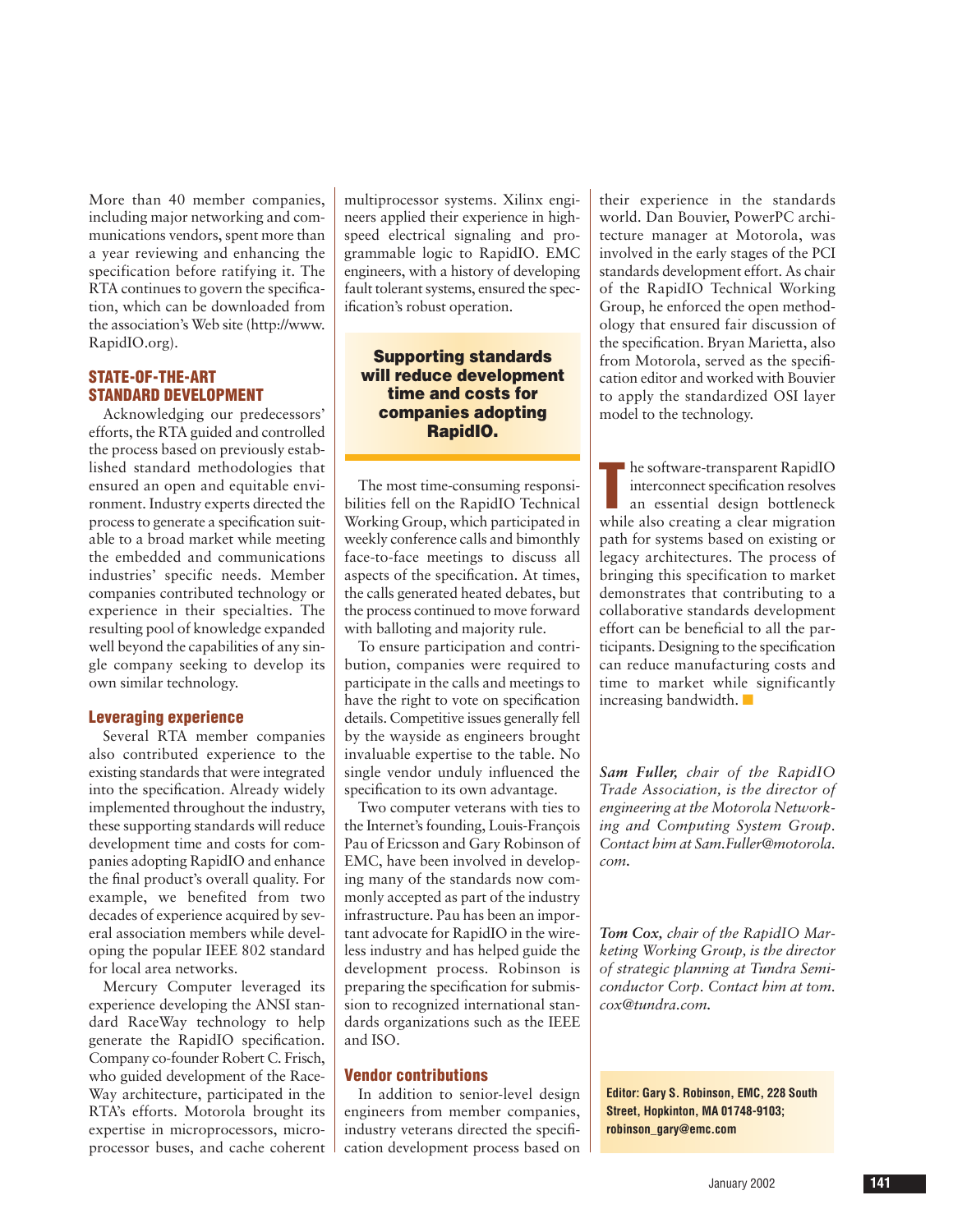More than 40 member companies, including major networking and communications vendors, spent more than a year reviewing and enhancing the specification before ratifying it. The RTA continues to govern the specification, which can be downloaded from the association's Web site (http://www.RapidIO.org).

## STATE-OF-THE-ART STANDARD DEVELOPMENT

Acknowledging our predecessors' efforts, the RTA guided and controlled the process based on previously established standard methodologies that ensured an open and equitable environment. Industry experts directed the process to generate a specification suitable to a broad market while meeting the embedded and communications industries' specific needs. Member companies contributed technology or experience in their specialties. The resulting pool of knowledge expanded well beyond the capabilities of any single company seeking to develop its own similar technology.

### Leveraging experience

Several RTA member companies also contributed experience to the existing standards that were integrated into the specification. Already widely implemented throughout the industry, these supporting standards will reduce development time and costs for companies adopting RapidIO and enhance the final product's overall quality. For example, we benefited from two decades of experience acquired by several association members while developing the popular IEEE 802 standard for local area networks.

Mercury Computer leveraged its experience developing the ANSI standard RaceWay technology to help generate the RapidIO specification. Company co-founder Robert C. Frisch, who guided development of the RaceWay architecture, participated in the RTA's efforts. Motorola brought its expertise in microprocessors, microprocessor buses, and cache coherent multiprocessor systems. Xilinx engineers applied their experience in high-speed electrical signaling and programmable logic to RapidIO. EMC engineers, with a history of developing fault tolerant systems, ensured the specification's robust operation.

**Supporting standards will reduce development time and costs for companies adopting RapidIO.**

The most time-consuming responsibilities fell on the RapidIO Technical Working Group, which participated in weekly conference calls and bimonthly face-to-face meetings to discuss all aspects of the specification. At times, the calls generated heated debates, but the process continued to move forward with balloting and majority rule.

To ensure participation and contribution, companies were required to participate in the calls and meetings to have the right to vote on specification details. Competitive issues generally fell by the wayside as engineers brought invaluable expertise to the table. No single vendor unduly influenced the specification to its own advantage.

Two computer veterans with ties to the Internet's founding, Louis-François Pau of Ericsson and Gary Robinson of EMC, have been involved in developing many of the standards now commonly accepted as part of the industry infrastructure. Pau has been an important advocate for RapidIO in the wireless industry and has helped guide the development process. Robinson is preparing the specification for submission to recognized international standards organizations such as the IEEE and ISO.

### Vendor contributions

In addition to senior-level design engineers from member companies, industry veterans directed the specification development process based on their experience in the standards world. Dan Bouvier, PowerPC architecture manager at Motorola, was involved in the early stages of the PCI standards development effort. As chair of the RapidIO Technical Working Group, he enforced the open methodology that ensured fair discussion of the specification. Bryan Marietta, also from Motorola, served as the specification editor and worked with Bouvier to apply the standardized OSI layer model to the technology.

The software-transparent RapidIO interconnect specification resolves an essential design bottleneck while also creating a clear migration path for systems based on existing or legacy architectures. The process of bringing this specification to market demonstrates that contributing to a collaborative standards development effort can be beneficial to all the participants. Designing to the specification can reduce manufacturing costs and time to market while significantly increasing bandwidth. ■

***Sam Fuller**, chair of the RapidIO Trade Association, is the director of engineering at the Motorola Networking and Computing System Group. Contact him at Sam.Fuller@motorola.com.*

***Tom Cox**, chair of the RapidIO Marketing Working Group, is the director of strategic planning at Tundra Semiconductor Corp. Contact him at tom.cox@tundra.com.*

**Editor: Gary S. Robinson, EMC, 228 South Street, Hopkinton, MA 01748-9103; robinson_gary@emc.com**